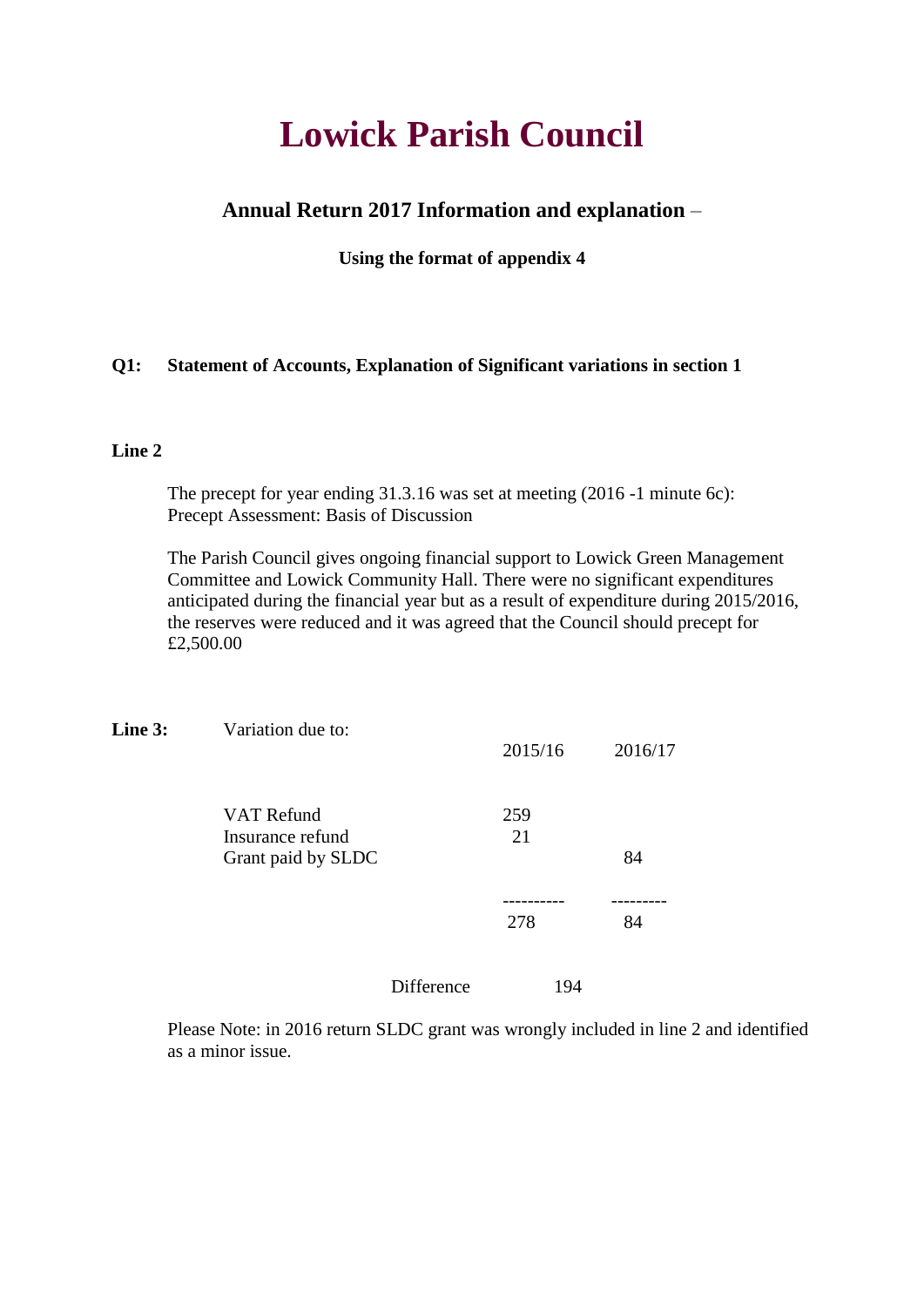# Lowick Parish Council

## Annual Return 2017 Information and explanation –

### Using the format of appendix 4

**Q1: Statement of Accounts, Explanation of Significant variations in section 1**

**Line 2**

The precept for year ending 31.3.16 was set at meeting (2016 -1 minute 6c): Precept Assessment: Basis of Discussion

The Parish Council gives ongoing financial support to Lowick Green Management Committee and Lowick Community Hall. There were no significant expenditures anticipated during the financial year but as a result of expenditure during 2015/2016, the reserves were reduced and it was agreed that the Council should precept for £2,500.00

**Line 3:** Variation due to:

| | 2015/16 | 2016/17 |
|---|---|---|
| VAT Refund | 259 | |
| Insurance refund | 21 | |
| Grant paid by SLDC | | 84 |
| | ---------- | --------- |
| | 278 | 84 |

Difference 194

Please Note: in 2016 return SLDC grant was wrongly included in line 2 and identified as a minor issue.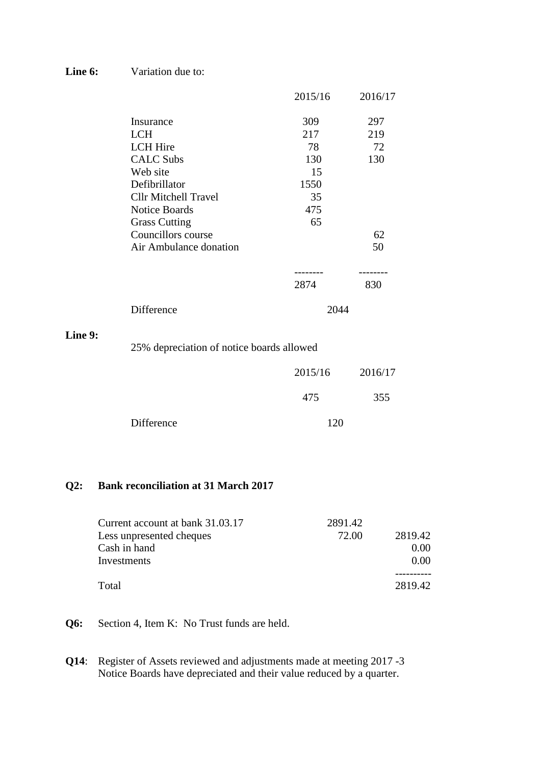**Line 6:** Variation due to:

| | 2015/16 | 2016/17 |
|---|---|---|
| Insurance | 309 | 297 |
| LCH | 217 | 219 |
| LCH Hire | 78 | 72 |
| CALC Subs | 130 | 130 |
| Web site | 15 | |
| Defibrillator | 1550 | |
| Cllr Mitchell Travel | 35 | |
| Notice Boards | 475 | |
| Grass Cutting | 65 | |
| Councillors course | | 62 |
| Air Ambulance donation | | 50 |
| | -------- | -------- |
| | 2874 | 830 |

Difference 2044

**Line 9:**

25% depreciation of notice boards allowed

| | 2015/16 | 2016/17 |
|---|---|---|
| | 475 | 355 |

Difference 120

**Q2:** **Bank reconciliation at 31 March 2017**

| | | |
|---|---|---|
| Current account at bank 31.03.17 | 2891.42 | |
| Less unpresented cheques | 72.00 | 2819.42 |
| Cash in hand | | 0.00 |
| Investments | | 0.00 |
| | | ---------- |
| Total | | 2819.42 |

**Q6:** Section 4, Item K: No Trust funds are held.

**Q14**: Register of Assets reviewed and adjustments made at meeting 2017 -3
Notice Boards have depreciated and their value reduced by a quarter.